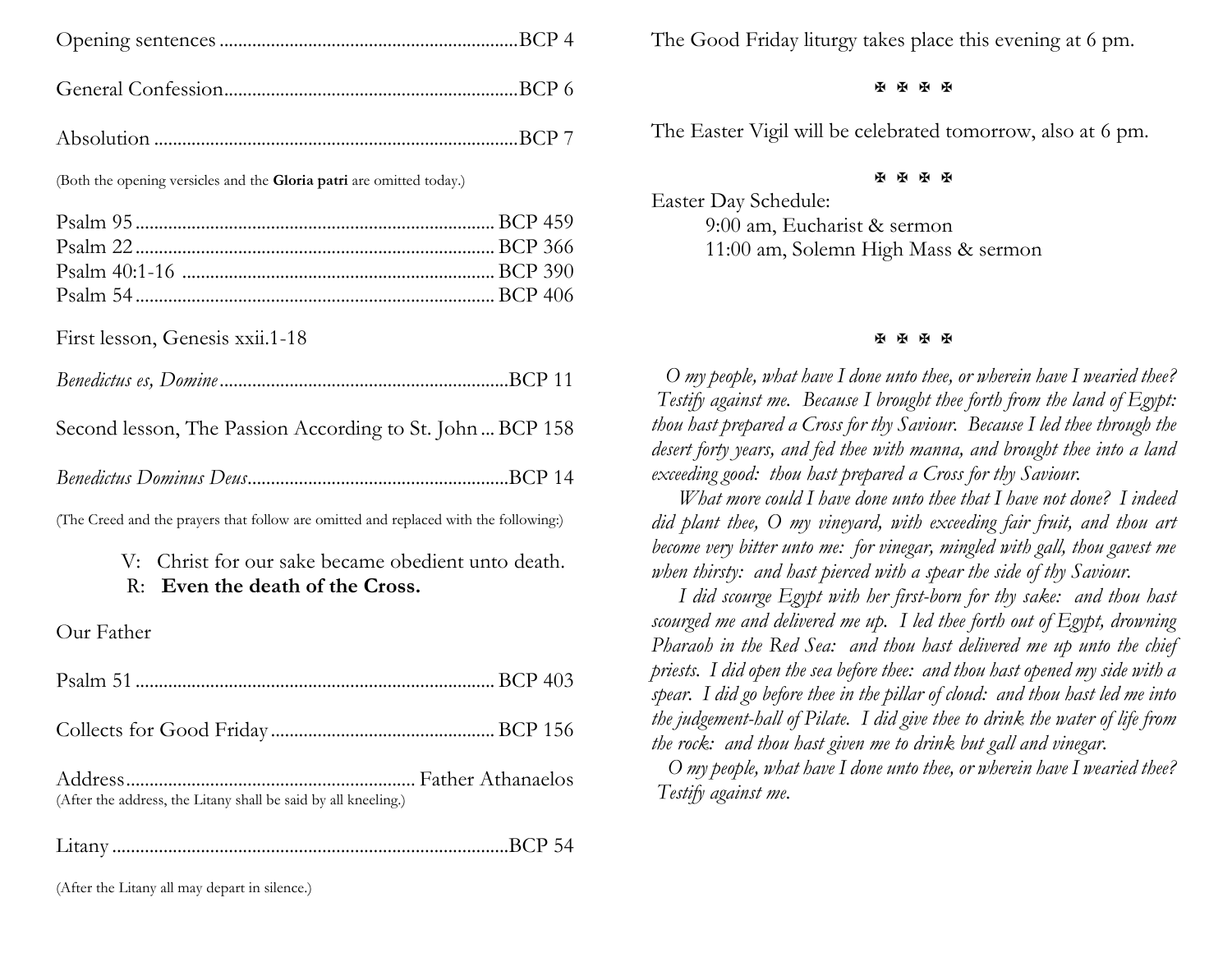Opening sentences ............................................................ BCP 4

General Confession ............................................................ BCP 6

Absolution ............................................................ BCP 7

(Both the opening versicles and the **Gloria patri** are omitted today.)

Psalm 95 ............................................................ BCP 459
Psalm 22 ............................................................ BCP 366
Psalm 40:1-16 ............................................................ BCP 390
Psalm 54 ............................................................ BCP 406

First lesson, Genesis xxii.1-18

*Benedictus es, Domine* ............................................................ BCP 11

Second lesson, The Passion According to St. John ... BCP 158

*Benedictus Dominus Deus* ............................................................ BCP 14

(The Creed and the prayers that follow are omitted and replaced with the following:)

V: Christ for our sake became obedient unto death.
R: **Even the death of the Cross.**

Our Father

Psalm 51 ............................................................ BCP 403

Collects for Good Friday ............................................................ BCP 156

Address ............................................................ Father Athanaelos
(After the address, the Litany shall be said by all kneeling.)

Litany ............................................................ BCP 54

(After the Litany all may depart in silence.)

The Good Friday liturgy takes place this evening at 6 pm.

✠ ✠ ✠ ✠

The Easter Vigil will be celebrated tomorrow, also at 6 pm.

✠ ✠ ✠ ✠

Easter Day Schedule:
9:00 am, Eucharist & sermon
11:00 am, Solemn High Mass & sermon

✠ ✠ ✠ ✠

*O my people, what have I done unto thee, or wherein have I wearied thee? Testify against me. Because I brought thee forth from the land of Egypt: thou hast prepared a Cross for thy Saviour. Because I led thee through the desert forty years, and fed thee with manna, and brought thee into a land exceeding good: thou hast prepared a Cross for thy Saviour.*

*What more could I have done unto thee that I have not done? I indeed did plant thee, O my vineyard, with exceeding fair fruit, and thou art become very bitter unto me: for vinegar, mingled with gall, thou gavest me when thirsty: and hast pierced with a spear the side of thy Saviour.*

*I did scourge Egypt with her first-born for thy sake: and thou hast scourged me and delivered me up. I led thee forth out of Egypt, drowning Pharaoh in the Red Sea: and thou hast delivered me up unto the chief priests. I did open the sea before thee: and thou hast opened my side with a spear. I did go before thee in the pillar of cloud: and thou hast led me into the judgement-hall of Pilate. I did give thee to drink the water of life from the rock: and thou hast given me to drink but gall and vinegar.*

*O my people, what have I done unto thee, or wherein have I wearied thee? Testify against me.*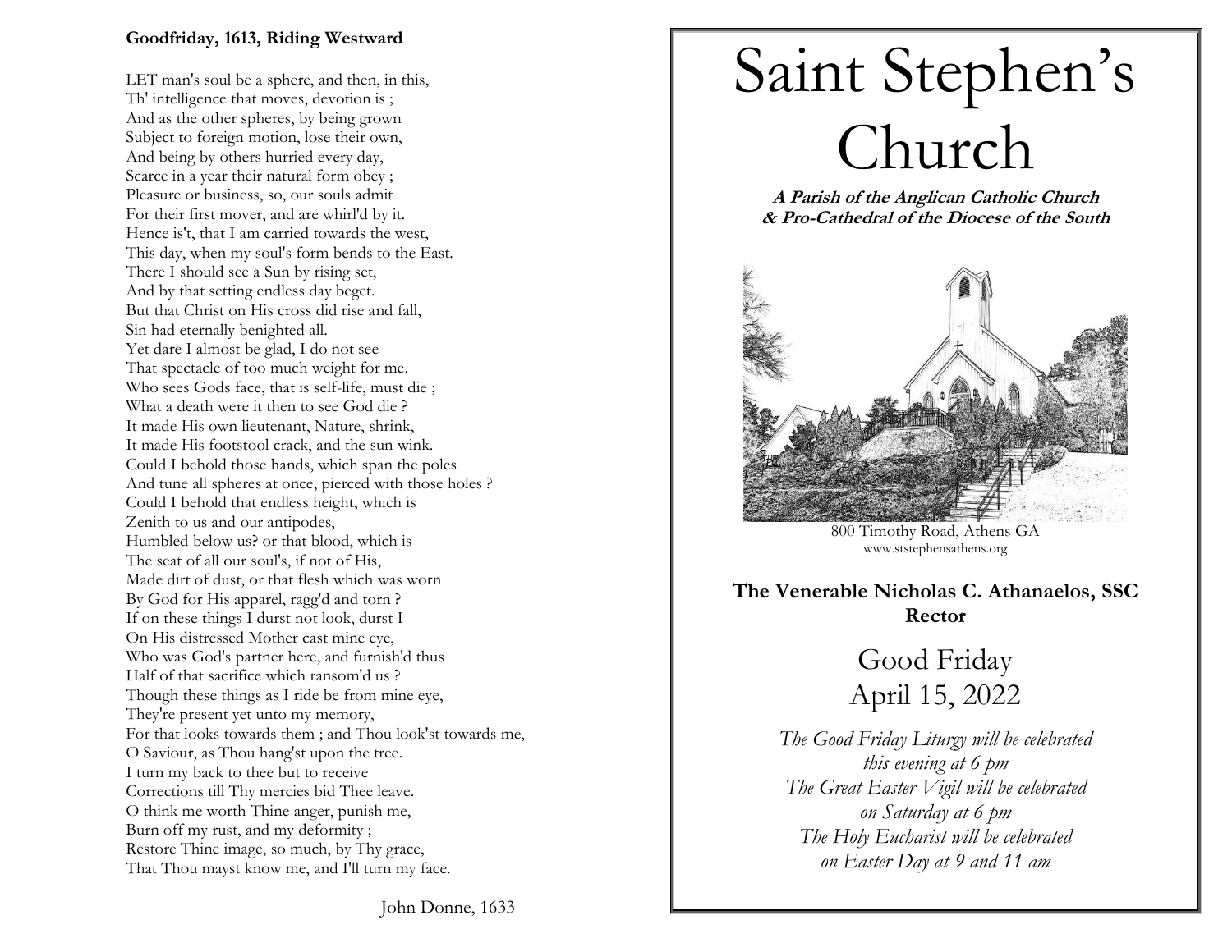**Goodfriday, 1613, Riding Westward**

LET man's soul be a sphere, and then, in this,
Th' intelligence that moves, devotion is ;
And as the other spheres, by being grown
Subject to foreign motion, lose their own,
And being by others hurried every day,
Scarce in a year their natural form obey ;
Pleasure or business, so, our souls admit
For their first mover, and are whirl'd by it.
Hence is't, that I am carried towards the west,
This day, when my soul's form bends to the East.
There I should see a Sun by rising set,
And by that setting endless day beget.
But that Christ on His cross did rise and fall,
Sin had eternally benighted all.
Yet dare I almost be glad, I do not see
That spectacle of too much weight for me.
Who sees Gods face, that is self-life, must die ;
What a death were it then to see God die ?
It made His own lieutenant, Nature, shrink,
It made His footstool crack, and the sun wink.
Could I behold those hands, which span the poles
And tune all spheres at once, pierced with those holes ?
Could I behold that endless height, which is
Zenith to us and our antipodes,
Humbled below us? or that blood, which is
The seat of all our soul's, if not of His,
Made dirt of dust, or that flesh which was worn
By God for His apparel, ragg'd and torn ?
If on these things I durst not look, durst I
On His distressed Mother cast mine eye,
Who was God's partner here, and furnish'd thus
Half of that sacrifice which ransom'd us ?
Though these things as I ride be from mine eye,
They're present yet unto my memory,
For that looks towards them ; and Thou look'st towards me,
O Saviour, as Thou hang'st upon the tree.
I turn my back to thee but to receive
Corrections till Thy mercies bid Thee leave.
O think me worth Thine anger, punish me,
Burn off my rust, and my deformity ;
Restore Thine image, so much, by Thy grace,
That Thou mayst know me, and I'll turn my face.

John Donne, 1633

# Saint Stephen's Church

***A Parish of the Anglican Catholic Church***
***& Pro-Cathedral of the Diocese of the South***

800 Timothy Road, Athens GA
www.ststephensathens.org

**The Venerable Nicholas C. Athanaelos, SSC**
**Rector**

## Good Friday
## April 15, 2022

*The Good Friday Liturgy will be celebrated this evening at 6 pm*
*The Great Easter Vigil will be celebrated on Saturday at 6 pm*
*The Holy Eucharist will be celebrated on Easter Day at 9 and 11 am*